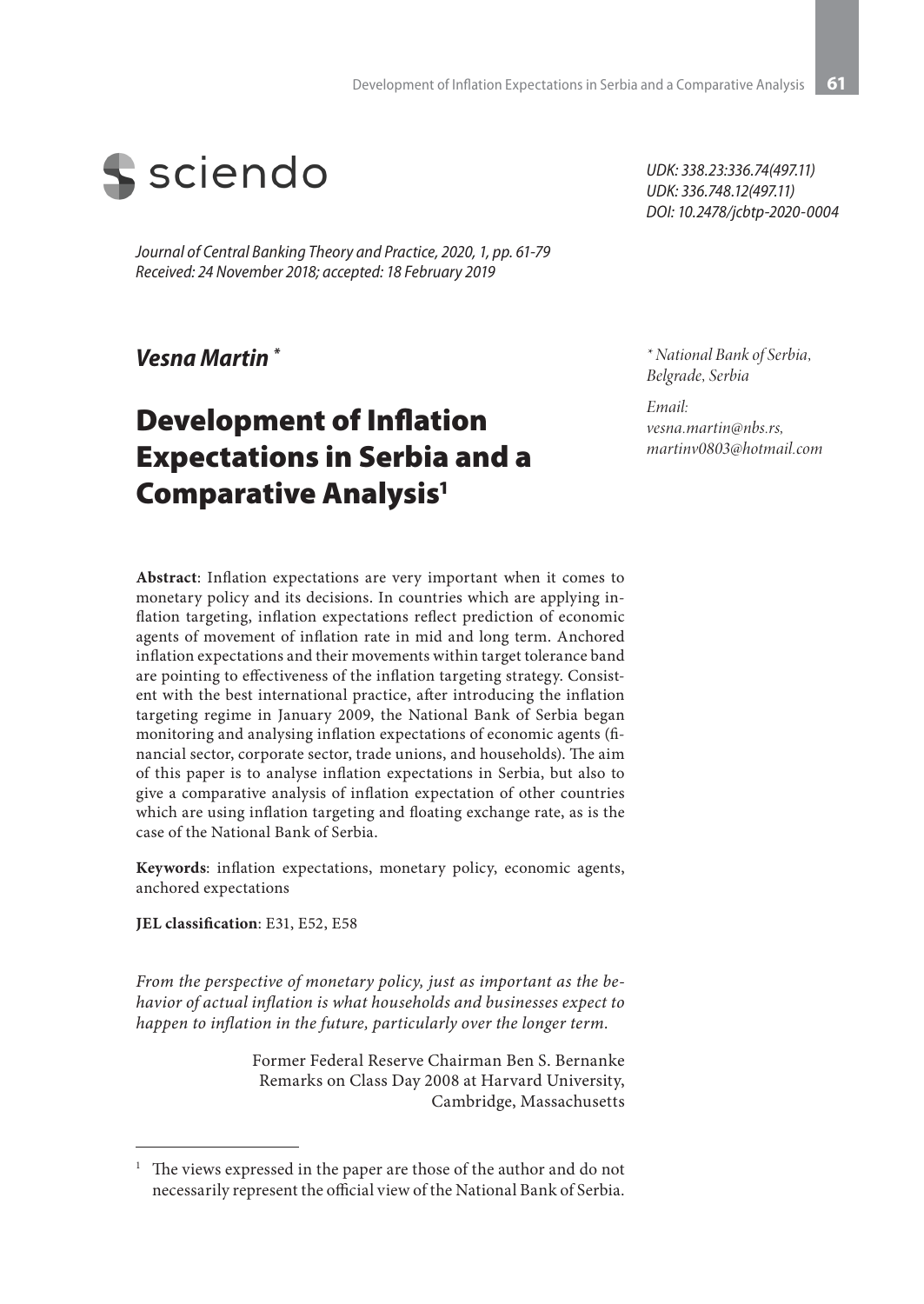sciendo

*UDK: 338.23:336.74(497.11)*
*UDK: 336.748.12(497.11)*
*DOI: 10.2478/jcbtp-2020-0004*

*Journal of Central Banking Theory and Practice, 2020, 1, pp. 61-79*
*Received: 24 November 2018; accepted: 18 February 2019*

***Vesna Martin*** *

\* *National Bank of Serbia, Belgrade, Serbia*

*Email:*
*vesna.martin@nbs.rs,*
*martinv0803@hotmail.com*

# Development of Inflation Expectations in Serbia and a Comparative Analysis[1]

**Abstract**: Inflation expectations are very important when it comes to monetary policy and its decisions. In countries which are applying inflation targeting, inflation expectations reflect prediction of economic agents of movement of inflation rate in mid and long term. Anchored inflation expectations and their movements within target tolerance band are pointing to effectiveness of the inflation targeting strategy. Consistent with the best international practice, after introducing the inflation targeting regime in January 2009, the National Bank of Serbia began monitoring and analysing inflation expectations of economic agents (financial sector, corporate sector, trade unions, and households). The aim of this paper is to analyse inflation expectations in Serbia, but also to give a comparative analysis of inflation expectation of other countries which are using inflation targeting and floating exchange rate, as is the case of the National Bank of Serbia.

**Keywords**: inflation expectations, monetary policy, economic agents, anchored expectations

**JEL classification**: E31, E52, E58

*From the perspective of monetary policy, just as important as the behavior of actual inflation is what households and businesses expect to happen to inflation in the future, particularly over the longer term.*

Former Federal Reserve Chairman Ben S. Bernanke
Remarks on Class Day 2008 at Harvard University,
Cambridge, Massachusetts

[1] The views expressed in the paper are those of the author and do not necessarily represent the official view of the National Bank of Serbia.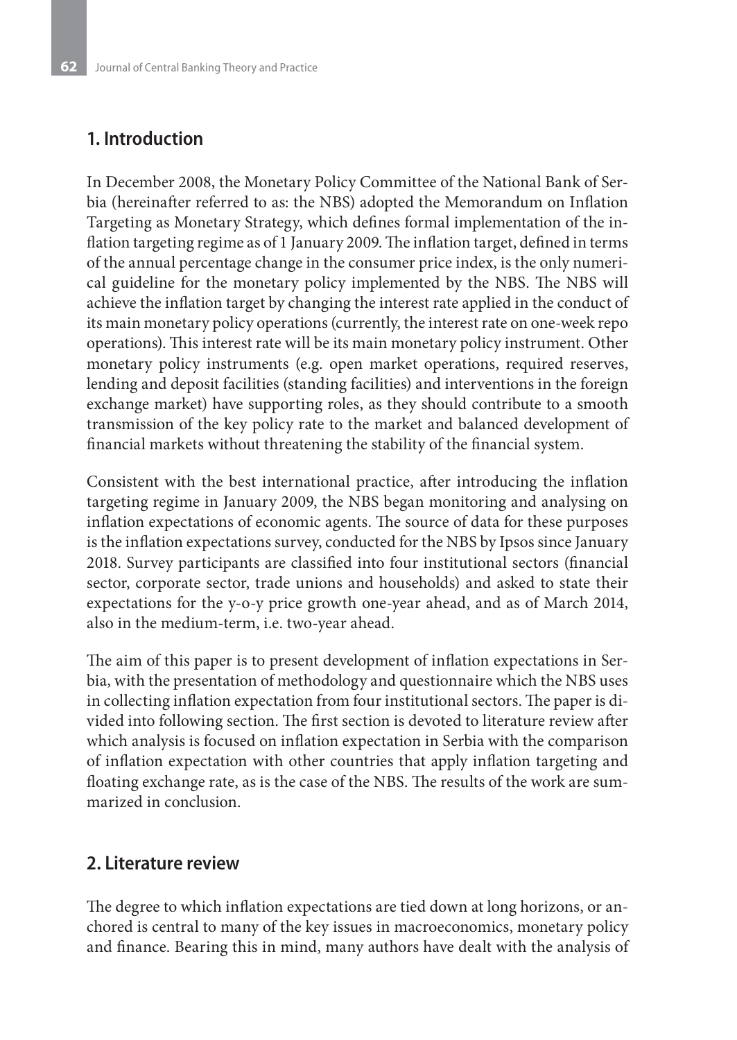## 1. Introduction

In December 2008, the Monetary Policy Committee of the National Bank of Serbia (hereinafter referred to as: the NBS) adopted the Memorandum on Inflation Targeting as Monetary Strategy, which defines formal implementation of the inflation targeting regime as of 1 January 2009. The inflation target, defined in terms of the annual percentage change in the consumer price index, is the only numerical guideline for the monetary policy implemented by the NBS. The NBS will achieve the inflation target by changing the interest rate applied in the conduct of its main monetary policy operations (currently, the interest rate on one-week repo operations). This interest rate will be its main monetary policy instrument. Other monetary policy instruments (e.g. open market operations, required reserves, lending and deposit facilities (standing facilities) and interventions in the foreign exchange market) have supporting roles, as they should contribute to a smooth transmission of the key policy rate to the market and balanced development of financial markets without threatening the stability of the financial system.

Consistent with the best international practice, after introducing the inflation targeting regime in January 2009, the NBS began monitoring and analysing on inflation expectations of economic agents. The source of data for these purposes is the inflation expectations survey, conducted for the NBS by Ipsos since January 2018. Survey participants are classified into four institutional sectors (financial sector, corporate sector, trade unions and households) and asked to state their expectations for the y-o-y price growth one-year ahead, and as of March 2014, also in the medium-term, i.e. two-year ahead.

The aim of this paper is to present development of inflation expectations in Serbia, with the presentation of methodology and questionnaire which the NBS uses in collecting inflation expectation from four institutional sectors. The paper is divided into following section. The first section is devoted to literature review after which analysis is focused on inflation expectation in Serbia with the comparison of inflation expectation with other countries that apply inflation targeting and floating exchange rate, as is the case of the NBS. The results of the work are summarized in conclusion.

## 2. Literature review

The degree to which inflation expectations are tied down at long horizons, or anchored is central to many of the key issues in macroeconomics, monetary policy and finance. Bearing this in mind, many authors have dealt with the analysis of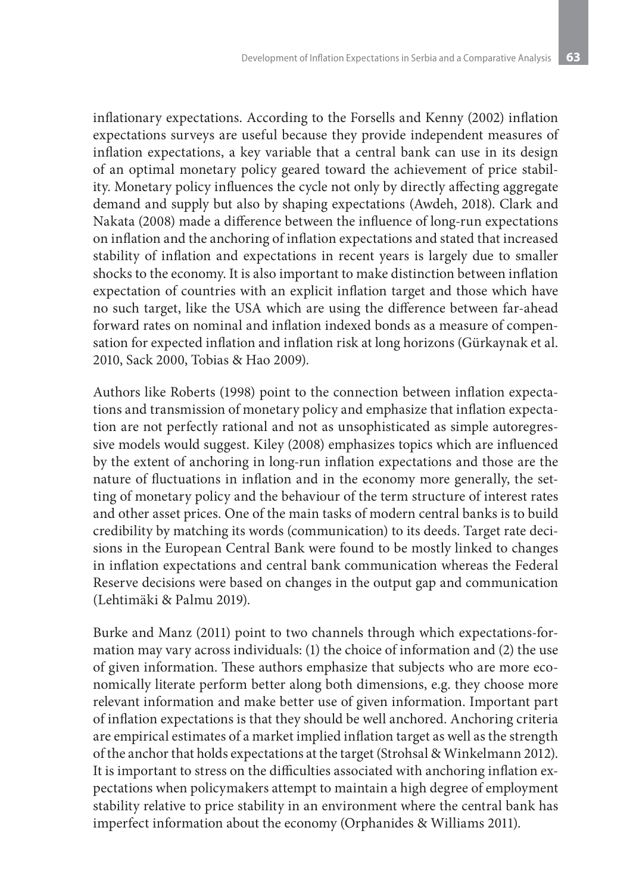inflationary expectations. According to the Forsells and Kenny (2002) inflation expectations surveys are useful because they provide independent measures of inflation expectations, a key variable that a central bank can use in its design of an optimal monetary policy geared toward the achievement of price stability. Monetary policy influences the cycle not only by directly affecting aggregate demand and supply but also by shaping expectations (Awdeh, 2018). Clark and Nakata (2008) made a difference between the influence of long-run expectations on inflation and the anchoring of inflation expectations and stated that increased stability of inflation and expectations in recent years is largely due to smaller shocks to the economy. It is also important to make distinction between inflation expectation of countries with an explicit inflation target and those which have no such target, like the USA which are using the difference between far-ahead forward rates on nominal and inflation indexed bonds as a measure of compensation for expected inflation and inflation risk at long horizons (Gürkaynak et al. 2010, Sack 2000, Tobias & Hao 2009).

Authors like Roberts (1998) point to the connection between inflation expectations and transmission of monetary policy and emphasize that inflation expectation are not perfectly rational and not as unsophisticated as simple autoregressive models would suggest. Kiley (2008) emphasizes topics which are influenced by the extent of anchoring in long-run inflation expectations and those are the nature of fluctuations in inflation and in the economy more generally, the setting of monetary policy and the behaviour of the term structure of interest rates and other asset prices. One of the main tasks of modern central banks is to build credibility by matching its words (communication) to its deeds. Target rate decisions in the European Central Bank were found to be mostly linked to changes in inflation expectations and central bank communication whereas the Federal Reserve decisions were based on changes in the output gap and communication (Lehtimäki & Palmu 2019).

Burke and Manz (2011) point to two channels through which expectations-formation may vary across individuals: (1) the choice of information and (2) the use of given information. These authors emphasize that subjects who are more economically literate perform better along both dimensions, e.g. they choose more relevant information and make better use of given information. Important part of inflation expectations is that they should be well anchored. Anchoring criteria are empirical estimates of a market implied inflation target as well as the strength of the anchor that holds expectations at the target (Strohsal & Winkelmann 2012). It is important to stress on the difficulties associated with anchoring inflation expectations when policymakers attempt to maintain a high degree of employment stability relative to price stability in an environment where the central bank has imperfect information about the economy (Orphanides & Williams 2011).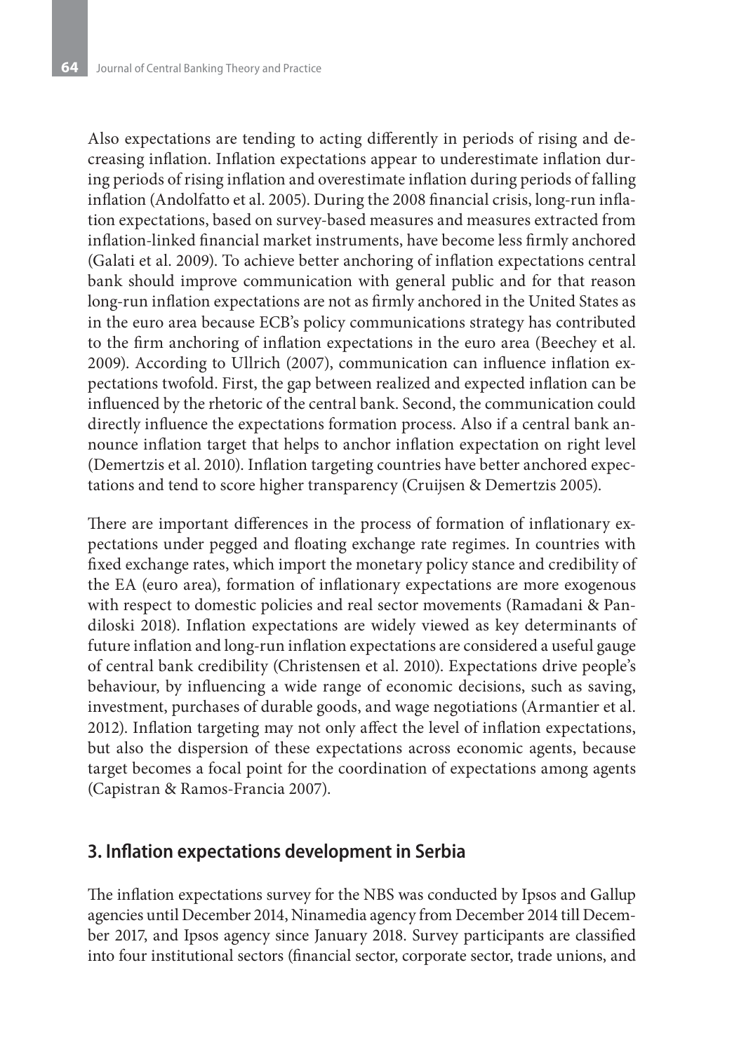Also expectations are tending to acting differently in periods of rising and decreasing inflation. Inflation expectations appear to underestimate inflation during periods of rising inflation and overestimate inflation during periods of falling inflation (Andolfatto et al. 2005). During the 2008 financial crisis, long-run inflation expectations, based on survey-based measures and measures extracted from inflation-linked financial market instruments, have become less firmly anchored (Galati et al. 2009). To achieve better anchoring of inflation expectations central bank should improve communication with general public and for that reason long-run inflation expectations are not as firmly anchored in the United States as in the euro area because ECB's policy communications strategy has contributed to the firm anchoring of inflation expectations in the euro area (Beechey et al. 2009). According to Ullrich (2007), communication can influence inflation expectations twofold. First, the gap between realized and expected inflation can be influenced by the rhetoric of the central bank. Second, the communication could directly influence the expectations formation process. Also if a central bank announce inflation target that helps to anchor inflation expectation on right level (Demertzis et al. 2010). Inflation targeting countries have better anchored expectations and tend to score higher transparency (Cruijsen & Demertzis 2005).

There are important differences in the process of formation of inflationary expectations under pegged and floating exchange rate regimes. In countries with fixed exchange rates, which import the monetary policy stance and credibility of the EA (euro area), formation of inflationary expectations are more exogenous with respect to domestic policies and real sector movements (Ramadani & Pandiloski 2018). Inflation expectations are widely viewed as key determinants of future inflation and long-run inflation expectations are considered a useful gauge of central bank credibility (Christensen et al. 2010). Expectations drive people's behaviour, by influencing a wide range of economic decisions, such as saving, investment, purchases of durable goods, and wage negotiations (Armantier et al. 2012). Inflation targeting may not only affect the level of inflation expectations, but also the dispersion of these expectations across economic agents, because target becomes a focal point for the coordination of expectations among agents (Capistran & Ramos-Francia 2007).

## 3. Inflation expectations development in Serbia

The inflation expectations survey for the NBS was conducted by Ipsos and Gallup agencies until December 2014, Ninamedia agency from December 2014 till December 2017, and Ipsos agency since January 2018. Survey participants are classified into four institutional sectors (financial sector, corporate sector, trade unions, and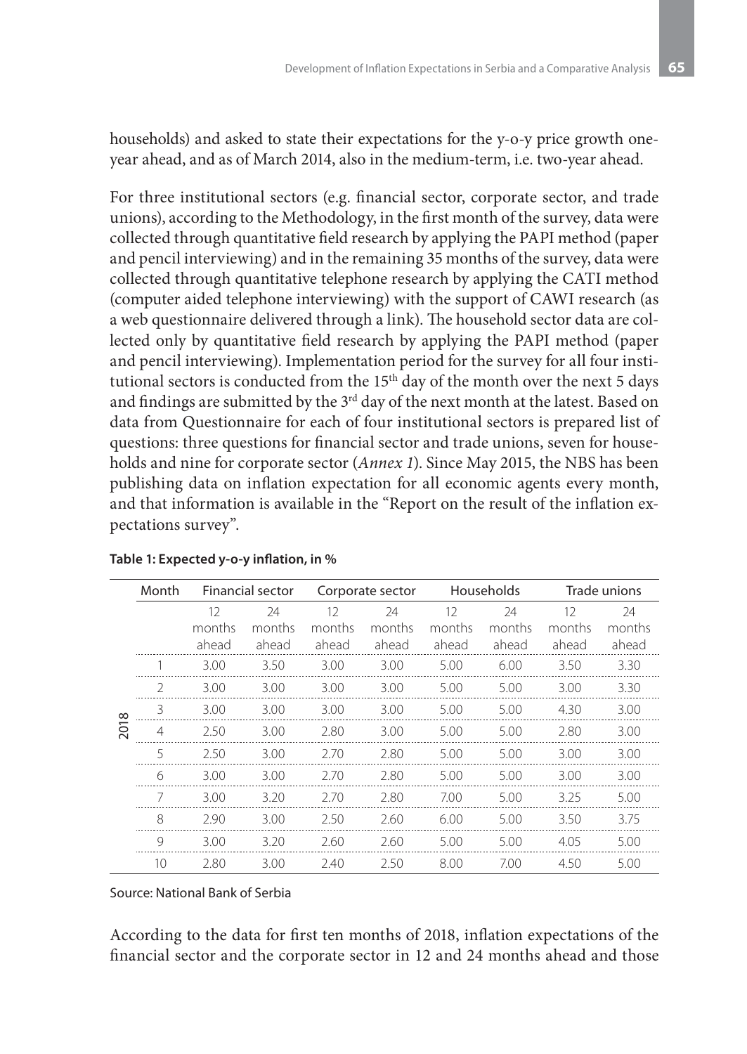households) and asked to state their expectations for the y-o-y price growth one-year ahead, and as of March 2014, also in the medium-term, i.e. two-year ahead.

For three institutional sectors (e.g. financial sector, corporate sector, and trade unions), according to the Methodology, in the first month of the survey, data were collected through quantitative field research by applying the PAPI method (paper and pencil interviewing) and in the remaining 35 months of the survey, data were collected through quantitative telephone research by applying the CATI method (computer aided telephone interviewing) with the support of CAWI research (as a web questionnaire delivered through a link). The household sector data are collected only by quantitative field research by applying the PAPI method (paper and pencil interviewing). Implementation period for the survey for all four institutional sectors is conducted from the 15th day of the month over the next 5 days and findings are submitted by the 3rd day of the next month at the latest. Based on data from Questionnaire for each of four institutional sectors is prepared list of questions: three questions for financial sector and trade unions, seven for households and nine for corporate sector (*Annex 1*). Since May 2015, the NBS has been publishing data on inflation expectation for all economic agents every month, and that information is available in the "Report on the result of the inflation expectations survey".

**Table 1: Expected y-o-y inflation, in %**

| | Month | Financial sector | | Corporate sector | | Households | | Trade unions | |
|---|---|---|---|---|---|---|---|---|---|
| | | 12 months ahead | 24 months ahead | 12 months ahead | 24 months ahead | 12 months ahead | 24 months ahead | 12 months ahead | 24 months ahead |
| 2018 | 1 | 3.00 | 3.50 | 3.00 | 3.00 | 5.00 | 6.00 | 3.50 | 3.30 |
| | 2 | 3.00 | 3.00 | 3.00 | 3.00 | 5.00 | 5.00 | 3.00 | 3.30 |
| | 3 | 3.00 | 3.00 | 3.00 | 3.00 | 5.00 | 5.00 | 4.30 | 3.00 |
| | 4 | 2.50 | 3.00 | 2.80 | 3.00 | 5.00 | 5.00 | 2.80 | 3.00 |
| | 5 | 2.50 | 3.00 | 2.70 | 2.80 | 5.00 | 5.00 | 3.00 | 3.00 |
| | 6 | 3.00 | 3.00 | 2.70 | 2.80 | 5.00 | 5.00 | 3.00 | 3.00 |
| | 7 | 3.00 | 3.20 | 2.70 | 2.80 | 7.00 | 5.00 | 3.25 | 5.00 |
| | 8 | 2.90 | 3.00 | 2.50 | 2.60 | 6.00 | 5.00 | 3.50 | 3.75 |
| | 9 | 3.00 | 3.20 | 2.60 | 2.60 | 5.00 | 5.00 | 4.05 | 5.00 |
| | 10 | 2.80 | 3.00 | 2.40 | 2.50 | 8.00 | 7.00 | 4.50 | 5.00 |

Source: National Bank of Serbia

According to the data for first ten months of 2018, inflation expectations of the financial sector and the corporate sector in 12 and 24 months ahead and those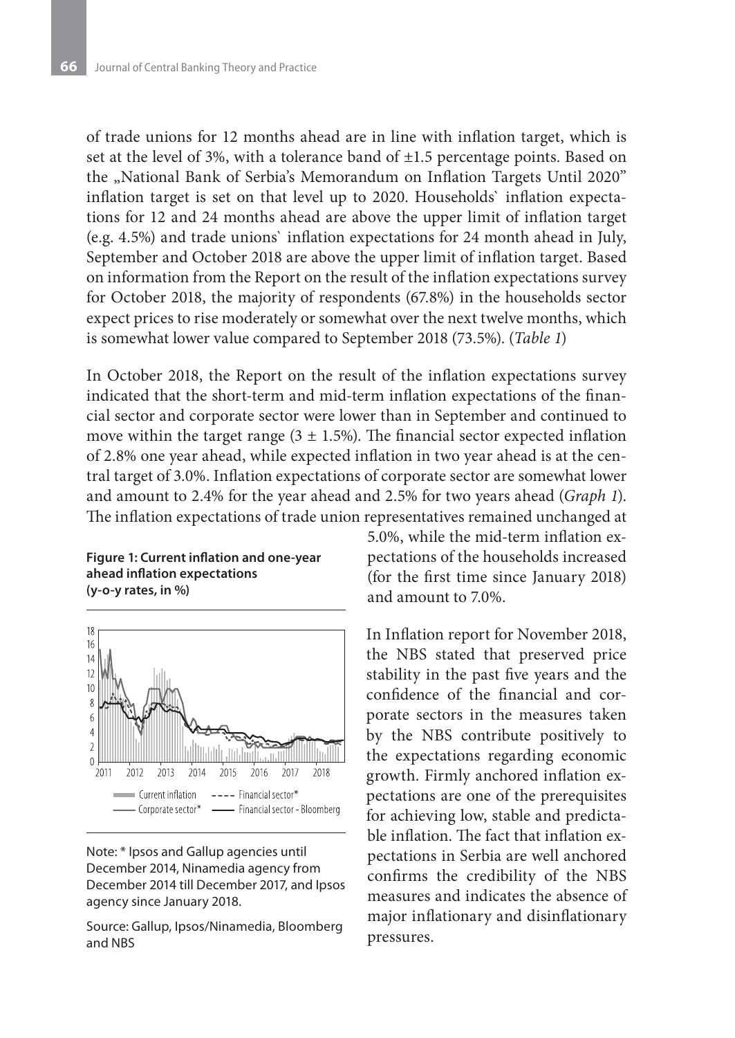of trade unions for 12 months ahead are in line with inflation target, which is set at the level of 3%, with a tolerance band of ±1.5 percentage points. Based on the „National Bank of Serbia's Memorandum on Inflation Targets Until 2020" inflation target is set on that level up to 2020. Households` inflation expectations for 12 and 24 months ahead are above the upper limit of inflation target (e.g. 4.5%) and trade unions` inflation expectations for 24 month ahead in July, September and October 2018 are above the upper limit of inflation target. Based on information from the Report on the result of the inflation expectations survey for October 2018, the majority of respondents (67.8%) in the households sector expect prices to rise moderately or somewhat over the next twelve months, which is somewhat lower value compared to September 2018 (73.5%). (*Table 1*)

In October 2018, the Report on the result of the inflation expectations survey indicated that the short-term and mid-term inflation expectations of the financial sector and corporate sector were lower than in September and continued to move within the target range (3 ± 1.5%). The financial sector expected inflation of 2.8% one year ahead, while expected inflation in two year ahead is at the central target of 3.0%. Inflation expectations of corporate sector are somewhat lower and amount to 2.4% for the year ahead and 2.5% for two years ahead (*Graph 1*). The inflation expectations of trade union representatives remained unchanged at 5.0%, while the mid-term inflation expectations of the households increased (for the first time since January 2018) and amount to 7.0%.

**Figure 1: Current inflation and one-year ahead inflation expectations (y-o-y rates, in %)**

Note: * Ipsos and Gallup agencies until December 2014, Ninamedia agency from December 2014 till December 2017, and Ipsos agency since January 2018.

Source: Gallup, Ipsos/Ninamedia, Bloomberg and NBS

In Inflation report for November 2018, the NBS stated that preserved price stability in the past five years and the confidence of the financial and corporate sectors in the measures taken by the NBS contribute positively to the expectations regarding economic growth. Firmly anchored inflation expectations are one of the prerequisites for achieving low, stable and predictable inflation. The fact that inflation expectations in Serbia are well anchored confirms the credibility of the NBS measures and indicates the absence of major inflationary and disinflationary pressures.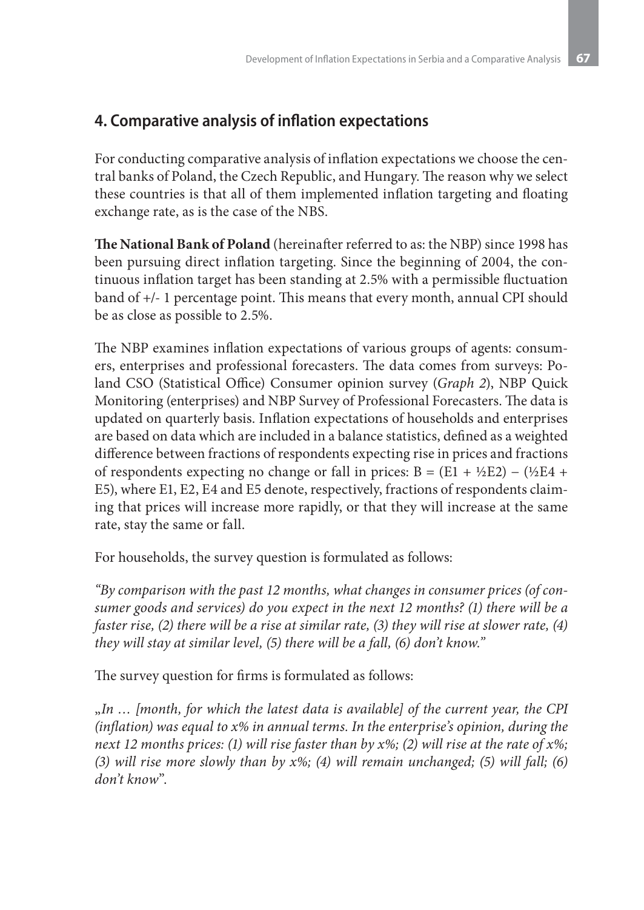## 4. Comparative analysis of inflation expectations

For conducting comparative analysis of inflation expectations we choose the central banks of Poland, the Czech Republic, and Hungary. The reason why we select these countries is that all of them implemented inflation targeting and floating exchange rate, as is the case of the NBS.

**The National Bank of Poland** (hereinafter referred to as: the NBP) since 1998 has been pursuing direct inflation targeting. Since the beginning of 2004, the continuous inflation target has been standing at 2.5% with a permissible fluctuation band of +/- 1 percentage point. This means that every month, annual CPI should be as close as possible to 2.5%.

The NBP examines inflation expectations of various groups of agents: consumers, enterprises and professional forecasters. The data comes from surveys: Poland CSO (Statistical Office) Consumer opinion survey (*Graph 2*), NBP Quick Monitoring (enterprises) and NBP Survey of Professional Forecasters. The data is updated on quarterly basis. Inflation expectations of households and enterprises are based on data which are included in a balance statistics, defined as a weighted difference between fractions of respondents expecting rise in prices and fractions of respondents expecting no change or fall in prices: $B = (E1 + \frac{1}{2}E2) - (\frac{1}{2}E4 + E5)$, where E1, E2, E4 and E5 denote, respectively, fractions of respondents claiming that prices will increase more rapidly, or that they will increase at the same rate, stay the same or fall.

For households, the survey question is formulated as follows:

*"By comparison with the past 12 months, what changes in consumer prices (of consumer goods and services) do you expect in the next 12 months? (1) there will be a faster rise, (2) there will be a rise at similar rate, (3) they will rise at slower rate, (4) they will stay at similar level, (5) there will be a fall, (6) don't know."*

The survey question for firms is formulated as follows:

„*In … [month, for which the latest data is available] of the current year, the CPI (inflation) was equal to x% in annual terms. In the enterprise's opinion, during the next 12 months prices: (1) will rise faster than by x%; (2) will rise at the rate of x%; (3) will rise more slowly than by x%; (4) will remain unchanged; (5) will fall; (6) don't know*".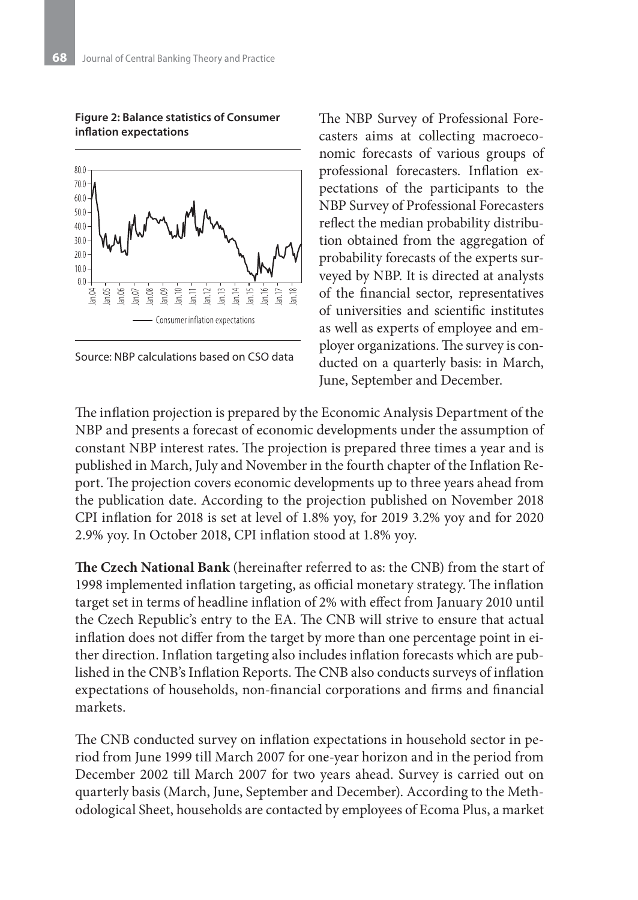**Figure 2: Balance statistics of Consumer inflation expectations**

Source: NBP calculations based on CSO data

The NBP Survey of Professional Forecasters aims at collecting macroeconomic forecasts of various groups of professional forecasters. Inflation expectations of the participants to the NBP Survey of Professional Forecasters reflect the median probability distribution obtained from the aggregation of probability forecasts of the experts surveyed by NBP. It is directed at analysts of the financial sector, representatives of universities and scientific institutes as well as experts of employee and employer organizations. The survey is conducted on a quarterly basis: in March, June, September and December.

The inflation projection is prepared by the Economic Analysis Department of the NBP and presents a forecast of economic developments under the assumption of constant NBP interest rates. The projection is prepared three times a year and is published in March, July and November in the fourth chapter of the Inflation Report. The projection covers economic developments up to three years ahead from the publication date. According to the projection published on November 2018 CPI inflation for 2018 is set at level of 1.8% yoy, for 2019 3.2% yoy and for 2020 2.9% yoy. In October 2018, CPI inflation stood at 1.8% yoy.

**The Czech National Bank** (hereinafter referred to as: the CNB) from the start of 1998 implemented inflation targeting, as official monetary strategy. The inflation target set in terms of headline inflation of 2% with effect from January 2010 until the Czech Republic's entry to the EA. The CNB will strive to ensure that actual inflation does not differ from the target by more than one percentage point in either direction. Inflation targeting also includes inflation forecasts which are published in the CNB's Inflation Reports. The CNB also conducts surveys of inflation expectations of households, non-financial corporations and firms and financial markets.

The CNB conducted survey on inflation expectations in household sector in period from June 1999 till March 2007 for one-year horizon and in the period from December 2002 till March 2007 for two years ahead. Survey is carried out on quarterly basis (March, June, September and December). According to the Methodological Sheet, households are contacted by employees of Ecoma Plus, a market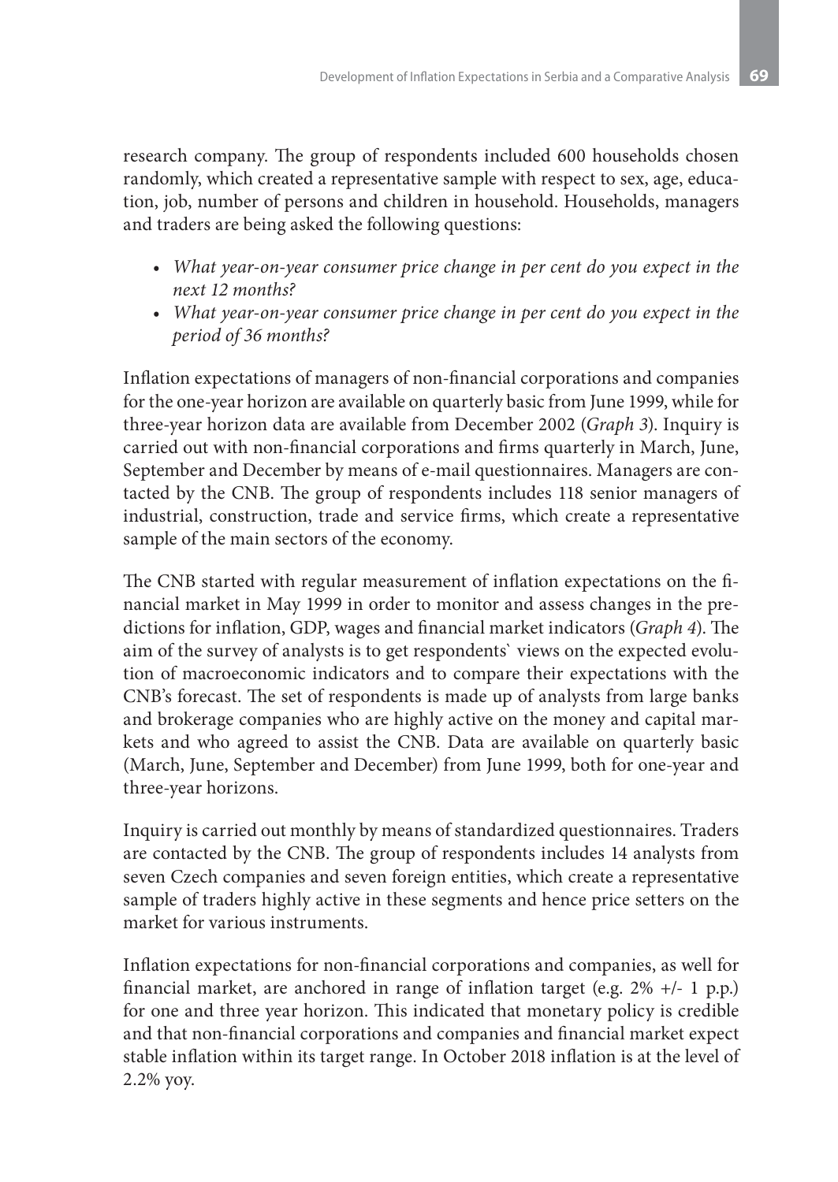research company. The group of respondents included 600 households chosen randomly, which created a representative sample with respect to sex, age, education, job, number of persons and children in household. Households, managers and traders are being asked the following questions:

- *What year-on-year consumer price change in per cent do you expect in the next 12 months?*
- *What year-on-year consumer price change in per cent do you expect in the period of 36 months?*

Inflation expectations of managers of non-financial corporations and companies for the one-year horizon are available on quarterly basic from June 1999, while for three-year horizon data are available from December 2002 (*Graph 3*). Inquiry is carried out with non-financial corporations and firms quarterly in March, June, September and December by means of e-mail questionnaires. Managers are contacted by the CNB. The group of respondents includes 118 senior managers of industrial, construction, trade and service firms, which create a representative sample of the main sectors of the economy.

The CNB started with regular measurement of inflation expectations on the financial market in May 1999 in order to monitor and assess changes in the predictions for inflation, GDP, wages and financial market indicators (*Graph 4*). The aim of the survey of analysts is to get respondents` views on the expected evolution of macroeconomic indicators and to compare their expectations with the CNB's forecast. The set of respondents is made up of analysts from large banks and brokerage companies who are highly active on the money and capital markets and who agreed to assist the CNB. Data are available on quarterly basic (March, June, September and December) from June 1999, both for one-year and three-year horizons.

Inquiry is carried out monthly by means of standardized questionnaires. Traders are contacted by the CNB. The group of respondents includes 14 analysts from seven Czech companies and seven foreign entities, which create a representative sample of traders highly active in these segments and hence price setters on the market for various instruments.

Inflation expectations for non-financial corporations and companies, as well for financial market, are anchored in range of inflation target (e.g. 2% +/- 1 p.p.) for one and three year horizon. This indicated that monetary policy is credible and that non-financial corporations and companies and financial market expect stable inflation within its target range. In October 2018 inflation is at the level of 2.2% yoy.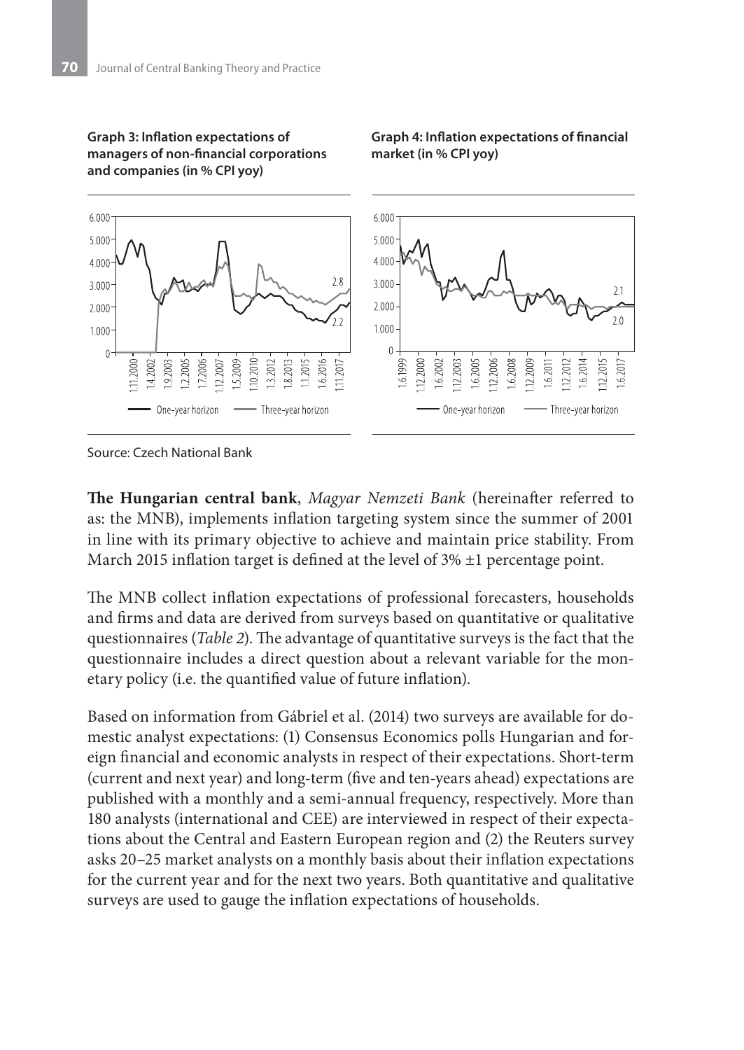**Graph 3: Inflation expectations of managers of non-financial corporations and companies (in % CPI yoy)**

**Graph 4: Inflation expectations of financial market (in % CPI yoy)**

Source: Czech National Bank

**The Hungarian central bank**, *Magyar Nemzeti Bank* (hereinafter referred to as: the MNB), implements inflation targeting system since the summer of 2001 in line with its primary objective to achieve and maintain price stability. From March 2015 inflation target is defined at the level of 3% ±1 percentage point.

The MNB collect inflation expectations of professional forecasters, households and firms and data are derived from surveys based on quantitative or qualitative questionnaires (*Table 2*). The advantage of quantitative surveys is the fact that the questionnaire includes a direct question about a relevant variable for the monetary policy (i.e. the quantified value of future inflation).

Based on information from Gábriel et al. (2014) two surveys are available for domestic analyst expectations: (1) Consensus Economics polls Hungarian and foreign financial and economic analysts in respect of their expectations. Short-term (current and next year) and long-term (five and ten-years ahead) expectations are published with a monthly and a semi-annual frequency, respectively. More than 180 analysts (international and CEE) are interviewed in respect of their expectations about the Central and Eastern European region and (2) the Reuters survey asks 20–25 market analysts on a monthly basis about their inflation expectations for the current year and for the next two years. Both quantitative and qualitative surveys are used to gauge the inflation expectations of households.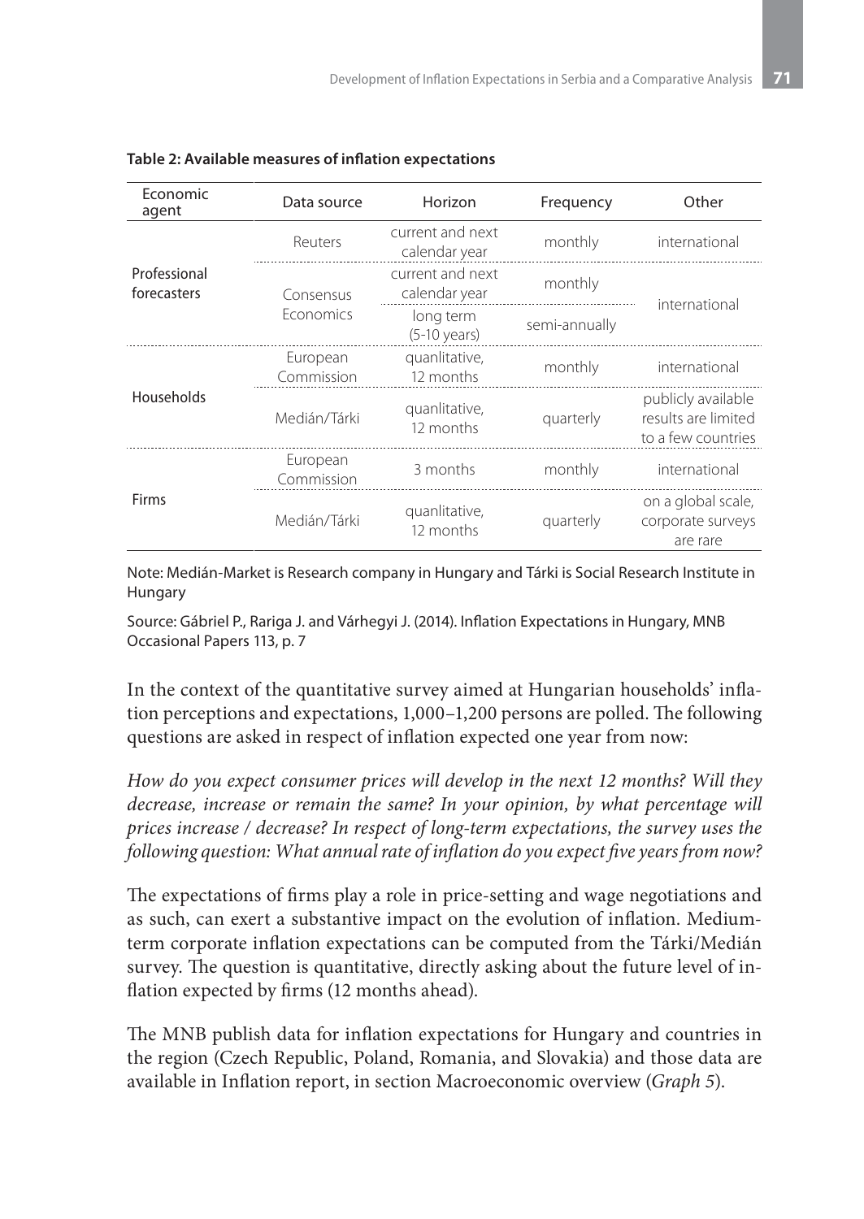**Table 2: Available measures of inflation expectations**

| Economic agent | Data source | Horizon | Frequency | Other |
|---|---|---|---|---|
| Professional forecasters | Reuters | current and next calendar year | monthly | international |
| | Consensus Economics | current and next calendar year | monthly | international |
| | | long term (5-10 years) | semi-annually | |
| Households | European Commission | quanlitative, 12 months | monthly | international |
| | Medián/Tárki | quanlitative, 12 months | quarterly | publicly available results are limited to a few countries |
| Firms | European Commission | 3 months | monthly | international |
| | Medián/Tárki | quanlitative, 12 months | quarterly | on a global scale, corporate surveys are rare |

Note: Medián-Market is Research company in Hungary and Tárki is Social Research Institute in Hungary

Source: Gábriel P., Rariga J. and Várhegyi J. (2014). Inflation Expectations in Hungary, MNB Occasional Papers 113, p. 7

In the context of the quantitative survey aimed at Hungarian households' inflation perceptions and expectations, 1,000–1,200 persons are polled. The following questions are asked in respect of inflation expected one year from now:

*How do you expect consumer prices will develop in the next 12 months? Will they decrease, increase or remain the same? In your opinion, by what percentage will prices increase / decrease? In respect of long-term expectations, the survey uses the following question: What annual rate of inflation do you expect five years from now?*

The expectations of firms play a role in price-setting and wage negotiations and as such, can exert a substantive impact on the evolution of inflation. Medium-term corporate inflation expectations can be computed from the Tárki/Medián survey. The question is quantitative, directly asking about the future level of inflation expected by firms (12 months ahead).

The MNB publish data for inflation expectations for Hungary and countries in the region (Czech Republic, Poland, Romania, and Slovakia) and those data are available in Inflation report, in section Macroeconomic overview (*Graph 5*).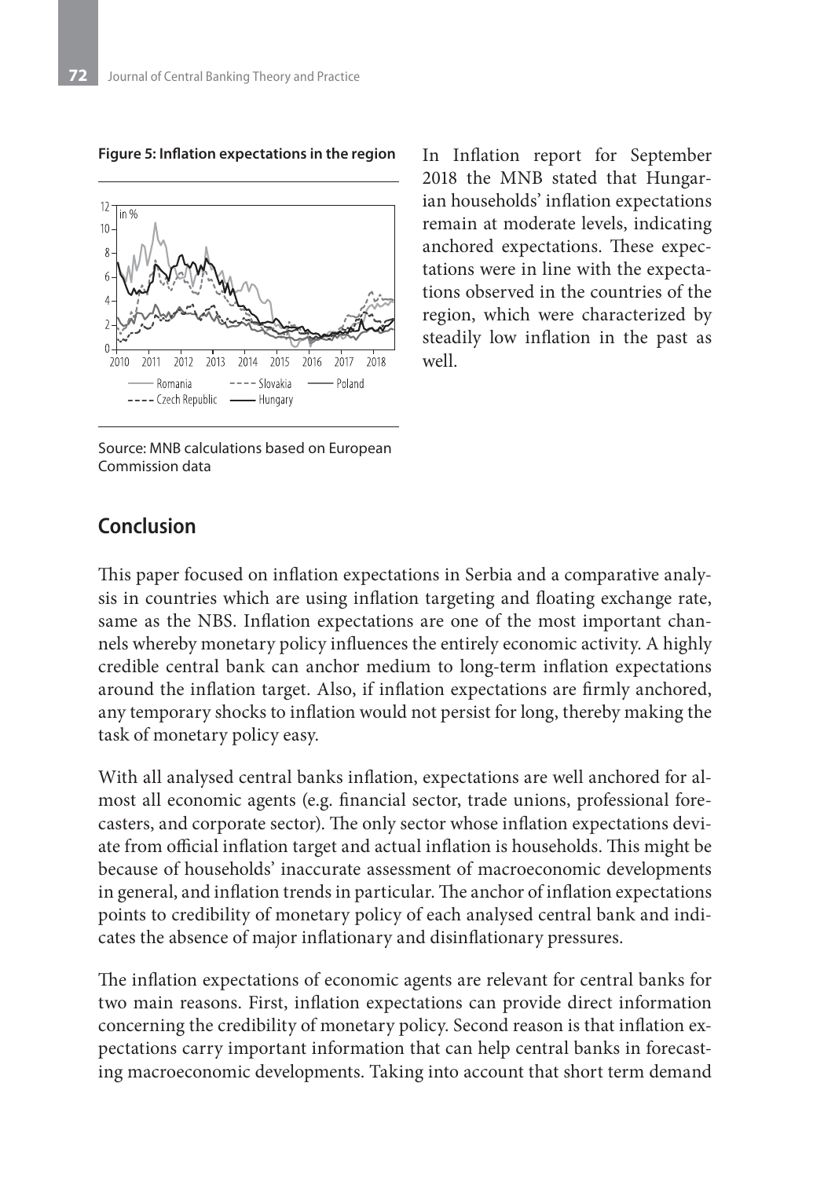**Figure 5: Inflation expectations in the region**

Source: MNB calculations based on European Commission data

In Inflation report for September 2018 the MNB stated that Hungarian households' inflation expectations remain at moderate levels, indicating anchored expectations. These expectations were in line with the expectations observed in the countries of the region, which were characterized by steadily low inflation in the past as well.

## Conclusion

This paper focused on inflation expectations in Serbia and a comparative analysis in countries which are using inflation targeting and floating exchange rate, same as the NBS. Inflation expectations are one of the most important channels whereby monetary policy influences the entirely economic activity. A highly credible central bank can anchor medium to long-term inflation expectations around the inflation target. Also, if inflation expectations are firmly anchored, any temporary shocks to inflation would not persist for long, thereby making the task of monetary policy easy.

With all analysed central banks inflation, expectations are well anchored for almost all economic agents (e.g. financial sector, trade unions, professional forecasters, and corporate sector). The only sector whose inflation expectations deviate from official inflation target and actual inflation is households. This might be because of households' inaccurate assessment of macroeconomic developments in general, and inflation trends in particular. The anchor of inflation expectations points to credibility of monetary policy of each analysed central bank and indicates the absence of major inflationary and disinflationary pressures.

The inflation expectations of economic agents are relevant for central banks for two main reasons. First, inflation expectations can provide direct information concerning the credibility of monetary policy. Second reason is that inflation expectations carry important information that can help central banks in forecasting macroeconomic developments. Taking into account that short term demand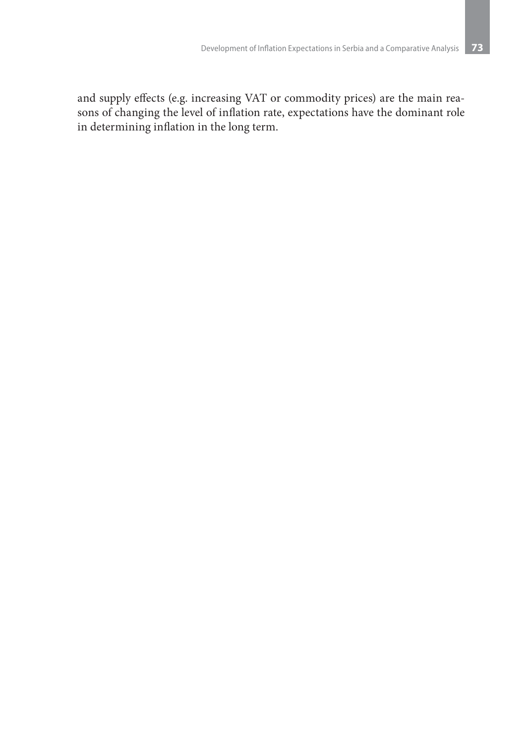and supply effects (e.g. increasing VAT or commodity prices) are the main reasons of changing the level of inflation rate, expectations have the dominant role in determining inflation in the long term.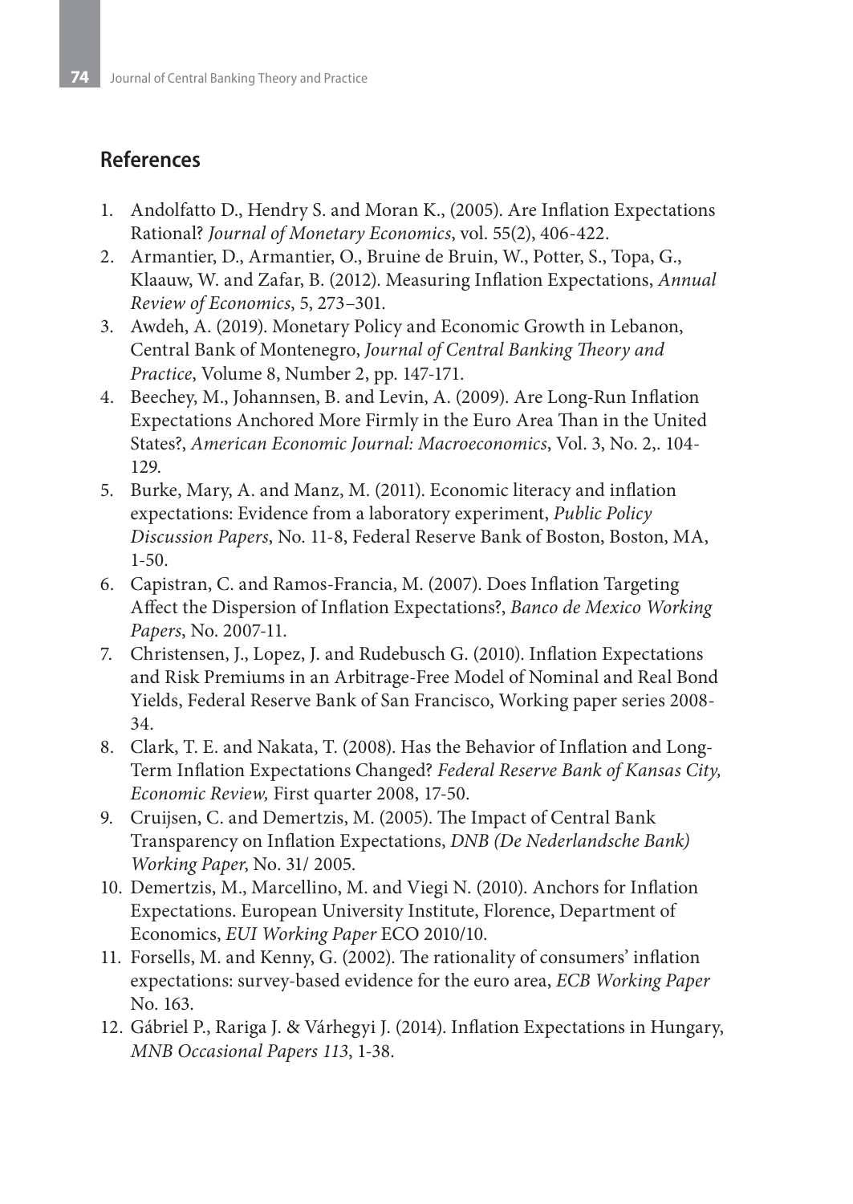## References

1. Andolfatto D., Hendry S. and Moran K., (2005). Are Inflation Expectations Rational? *Journal of Monetary Economics*, vol. 55(2), 406-422.
2. Armantier, D., Armantier, O., Bruine de Bruin, W., Potter, S., Topa, G., Klaauw, W. and Zafar, B. (2012). Measuring Inflation Expectations, *Annual Review of Economics*, 5, 273–301.
3. Awdeh, A. (2019). Monetary Policy and Economic Growth in Lebanon, Central Bank of Montenegro, *Journal of Central Banking Theory and Practice*, Volume 8, Number 2, pp. 147-171.
4. Beechey, M., Johannsen, B. and Levin, A. (2009). Are Long-Run Inflation Expectations Anchored More Firmly in the Euro Area Than in the United States?, *American Economic Journal: Macroeconomics*, Vol. 3, No. 2,. 104-129.
5. Burke, Mary, A. and Manz, M. (2011). Economic literacy and inflation expectations: Evidence from a laboratory experiment, *Public Policy Discussion Papers*, No. 11-8, Federal Reserve Bank of Boston, Boston, MA, 1-50.
6. Capistran, C. and Ramos-Francia, M. (2007). Does Inflation Targeting Affect the Dispersion of Inflation Expectations?, *Banco de Mexico Working Papers*, No. 2007-11.
7. Christensen, J., Lopez, J. and Rudebusch G. (2010). Inflation Expectations and Risk Premiums in an Arbitrage-Free Model of Nominal and Real Bond Yields, Federal Reserve Bank of San Francisco, Working paper series 2008-34.
8. Clark, T. E. and Nakata, T. (2008). Has the Behavior of Inflation and Long-Term Inflation Expectations Changed? *Federal Reserve Bank of Kansas City, Economic Review,* First quarter 2008, 17-50.
9. Cruijsen, C. and Demertzis, M. (2005). The Impact of Central Bank Transparency on Inflation Expectations, *DNB (De Nederlandsche Bank) Working Paper*, No. 31/ 2005.
10. Demertzis, M., Marcellino, M. and Viegi N. (2010). Anchors for Inflation Expectations. European University Institute, Florence, Department of Economics, *EUI Working Paper* ECO 2010/10.
11. Forsells, M. and Kenny, G. (2002). The rationality of consumers' inflation expectations: survey-based evidence for the euro area, *ECB Working Paper* No. 163.
12. Gábriel P., Rariga J. & Várhegyi J. (2014). Inflation Expectations in Hungary, *MNB Occasional Papers 113*, 1-38.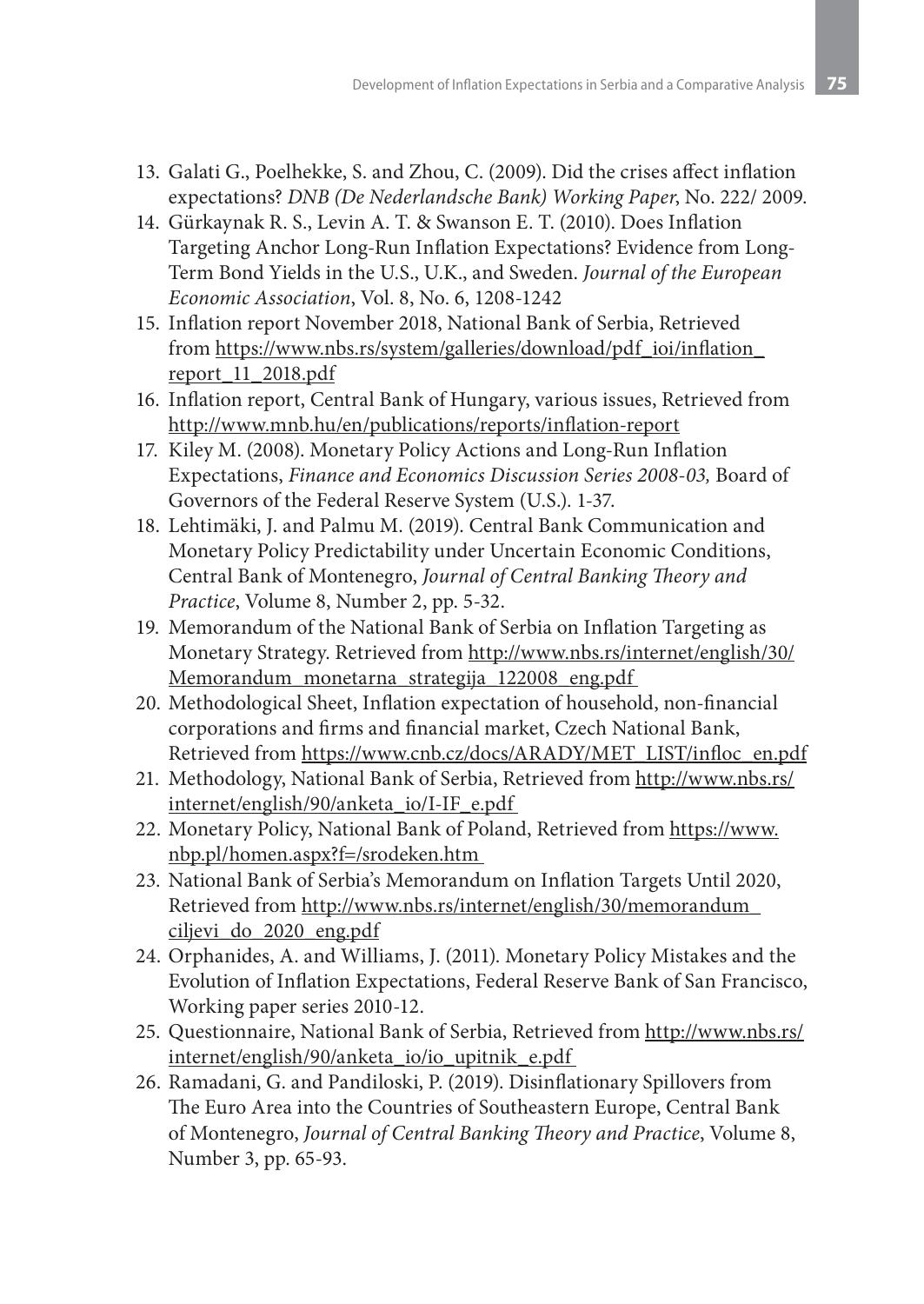13. Galati G., Poelhekke, S. and Zhou, C. (2009). Did the crises affect inflation expectations? *DNB (De Nederlandsche Bank) Working Paper*, No. 222/ 2009.
14. Gürkaynak R. S., Levin A. T. & Swanson E. T. (2010). Does Inflation Targeting Anchor Long-Run Inflation Expectations? Evidence from Long-Term Bond Yields in the U.S., U.K., and Sweden. *Journal of the European Economic Association*, Vol. 8, No. 6, 1208-1242
15. Inflation report November 2018, National Bank of Serbia, Retrieved from https://www.nbs.rs/system/galleries/download/pdf_ioi/inflation_report_11_2018.pdf
16. Inflation report, Central Bank of Hungary, various issues, Retrieved from http://www.mnb.hu/en/publications/reports/inflation-report
17. Kiley M. (2008). Monetary Policy Actions and Long-Run Inflation Expectations, *Finance and Economics Discussion Series 2008-03,* Board of Governors of the Federal Reserve System (U.S.). 1-37.
18. Lehtimäki, J. and Palmu M. (2019). Central Bank Communication and Monetary Policy Predictability under Uncertain Economic Conditions, Central Bank of Montenegro, *Journal of Central Banking Theory and Practice*, Volume 8, Number 2, pp. 5-32.
19. Memorandum of the National Bank of Serbia on Inflation Targeting as Monetary Strategy. Retrieved from http://www.nbs.rs/internet/english/30/Memorandum_monetarna_strategija_122008_eng.pdf
20. Methodological Sheet, Inflation expectation of household, non-financial corporations and firms and financial market, Czech National Bank, Retrieved from https://www.cnb.cz/docs/ARADY/MET_LIST/infloc_en.pdf
21. Methodology, National Bank of Serbia, Retrieved from http://www.nbs.rs/internet/english/90/anketa_io/I-IF_e.pdf
22. Monetary Policy, National Bank of Poland, Retrieved from https://www.nbp.pl/homen.aspx?f=/srodeken.htm
23. National Bank of Serbia's Memorandum on Inflation Targets Until 2020, Retrieved from http://www.nbs.rs/internet/english/30/memorandum_ciljevi_do_2020_eng.pdf
24. Orphanides, A. and Williams, J. (2011). Monetary Policy Mistakes and the Evolution of Inflation Expectations, Federal Reserve Bank of San Francisco, Working paper series 2010-12.
25. Questionnaire, National Bank of Serbia, Retrieved from http://www.nbs.rs/internet/english/90/anketa_io/io_upitnik_e.pdf
26. Ramadani, G. and Pandiloski, P. (2019). Disinflationary Spillovers from The Euro Area into the Countries of Southeastern Europe, Central Bank of Montenegro, *Journal of Central Banking Theory and Practice*, Volume 8, Number 3, pp. 65-93.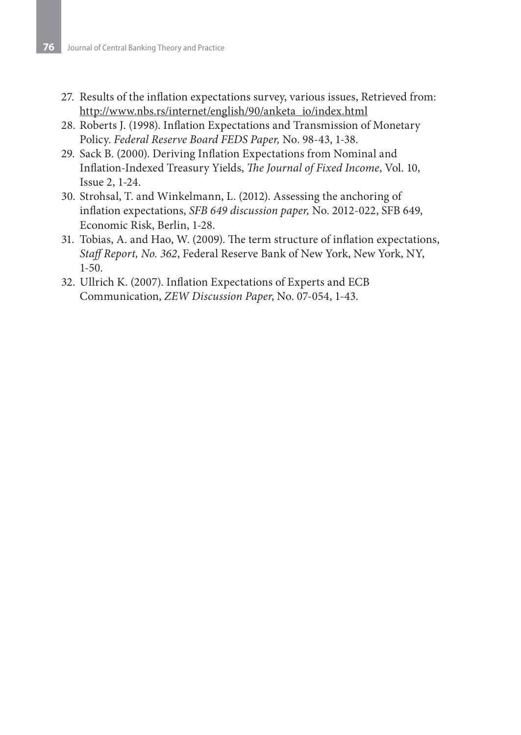27. Results of the inflation expectations survey, various issues, Retrieved from: http://www.nbs.rs/internet/english/90/anketa_io/index.html
28. Roberts J. (1998). Inflation Expectations and Transmission of Monetary Policy. *Federal Reserve Board FEDS Paper,* No. 98-43, 1-38.
29. Sack B. (2000). Deriving Inflation Expectations from Nominal and Inflation-Indexed Treasury Yields, *The Journal of Fixed Income*, Vol. 10, Issue 2, 1-24.
30. Strohsal, T. and Winkelmann, L. (2012). Assessing the anchoring of inflation expectations, *SFB 649 discussion paper,* No. 2012-022, SFB 649, Economic Risk, Berlin, 1-28.
31. Tobias, A. and Hao, W. (2009). The term structure of inflation expectations, *Staff Report, No. 362*, Federal Reserve Bank of New York, New York, NY, 1-50.
32. Ullrich K. (2007). Inflation Expectations of Experts and ECB Communication, *ZEW Discussion Paper*, No. 07-054, 1-43.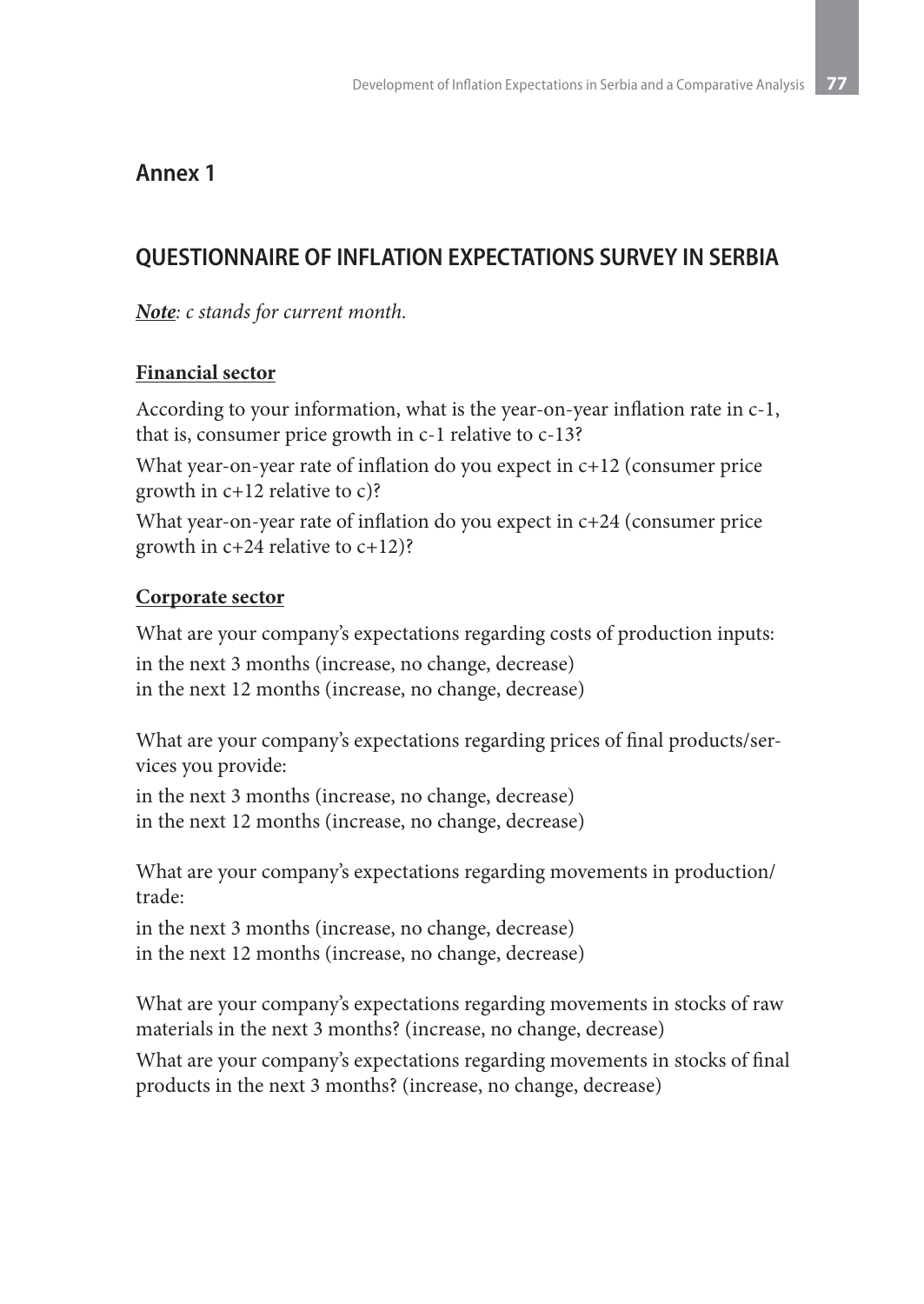## Annex 1

## QUESTIONNAIRE OF INFLATION EXPECTATIONS SURVEY IN SERBIA

***Note***: *c stands for current month.*

**Financial sector**

According to your information, what is the year-on-year inflation rate in c-1, that is, consumer price growth in c-1 relative to c-13?

What year-on-year rate of inflation do you expect in c+12 (consumer price growth in c+12 relative to c)?

What year-on-year rate of inflation do you expect in c+24 (consumer price growth in c+24 relative to c+12)?

**Corporate sector**

What are your company's expectations regarding costs of production inputs:
in the next 3 months (increase, no change, decrease)
in the next 12 months (increase, no change, decrease)

What are your company's expectations regarding prices of final products/services you provide:
in the next 3 months (increase, no change, decrease)
in the next 12 months (increase, no change, decrease)

What are your company's expectations regarding movements in production/trade:
in the next 3 months (increase, no change, decrease)
in the next 12 months (increase, no change, decrease)

What are your company's expectations regarding movements in stocks of raw materials in the next 3 months? (increase, no change, decrease)

What are your company's expectations regarding movements in stocks of final products in the next 3 months? (increase, no change, decrease)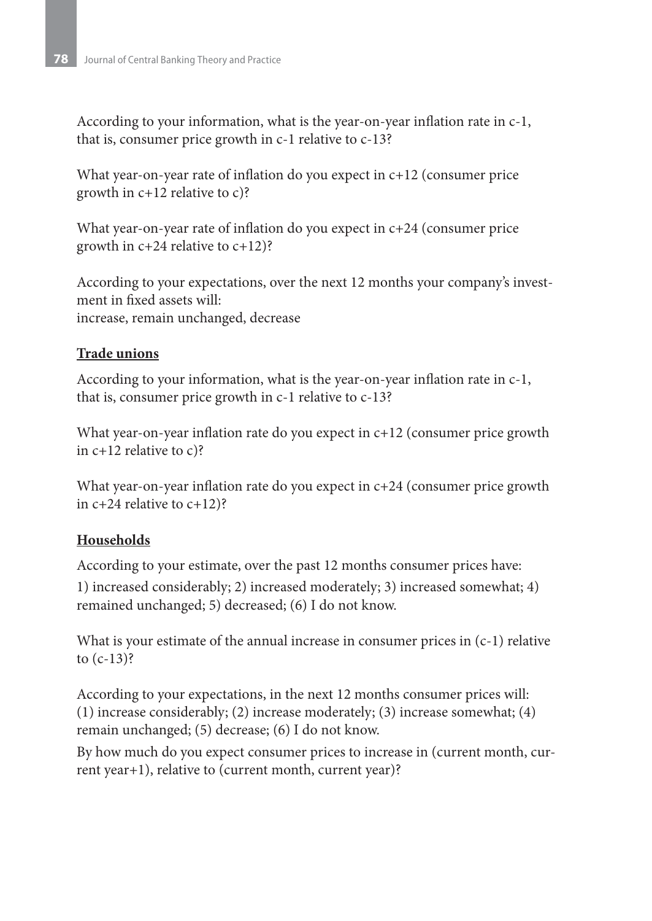According to your information, what is the year-on-year inflation rate in c-1, that is, consumer price growth in c-1 relative to c-13?

What year-on-year rate of inflation do you expect in c+12 (consumer price growth in c+12 relative to c)?

What year-on-year rate of inflation do you expect in c+24 (consumer price growth in c+24 relative to c+12)?

According to your expectations, over the next 12 months your company's investment in fixed assets will:
increase, remain unchanged, decrease

**Trade unions**

According to your information, what is the year-on-year inflation rate in c-1, that is, consumer price growth in c-1 relative to c-13?

What year-on-year inflation rate do you expect in c+12 (consumer price growth in c+12 relative to c)?

What year-on-year inflation rate do you expect in c+24 (consumer price growth in c+24 relative to c+12)?

**Households**

According to your estimate, over the past 12 months consumer prices have:
1) increased considerably; 2) increased moderately; 3) increased somewhat; 4) remained unchanged; 5) decreased; (6) I do not know.

What is your estimate of the annual increase in consumer prices in (c-1) relative to (c-13)?

According to your expectations, in the next 12 months consumer prices will:
(1) increase considerably; (2) increase moderately; (3) increase somewhat; (4) remain unchanged; (5) decrease; (6) I do not know.

By how much do you expect consumer prices to increase in (current month, current year+1), relative to (current month, current year)?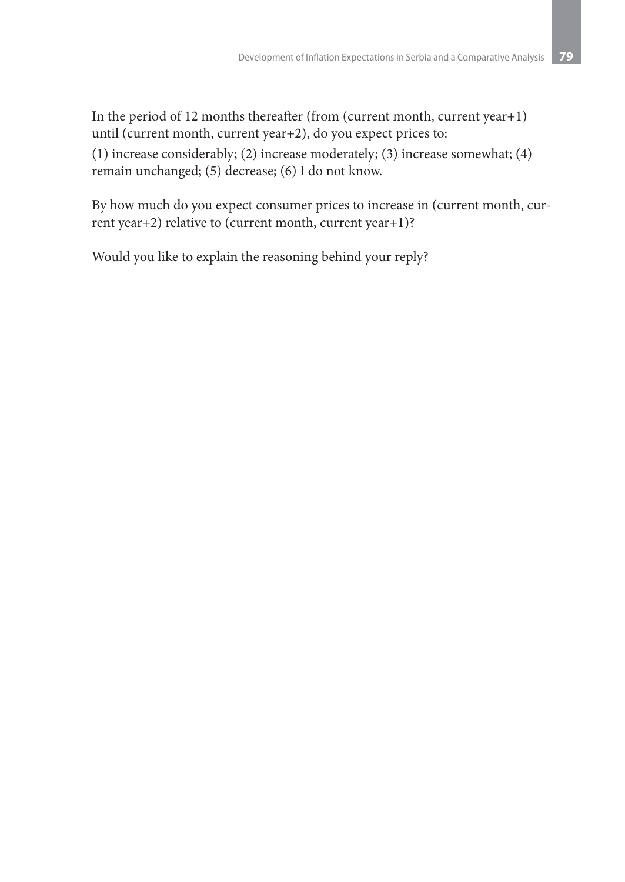In the period of 12 months thereafter (from (current month, current year+1) until (current month, current year+2), do you expect prices to:

(1) increase considerably; (2) increase moderately; (3) increase somewhat; (4) remain unchanged; (5) decrease; (6) I do not know.

By how much do you expect consumer prices to increase in (current month, current year+2) relative to (current month, current year+1)?

Would you like to explain the reasoning behind your reply?